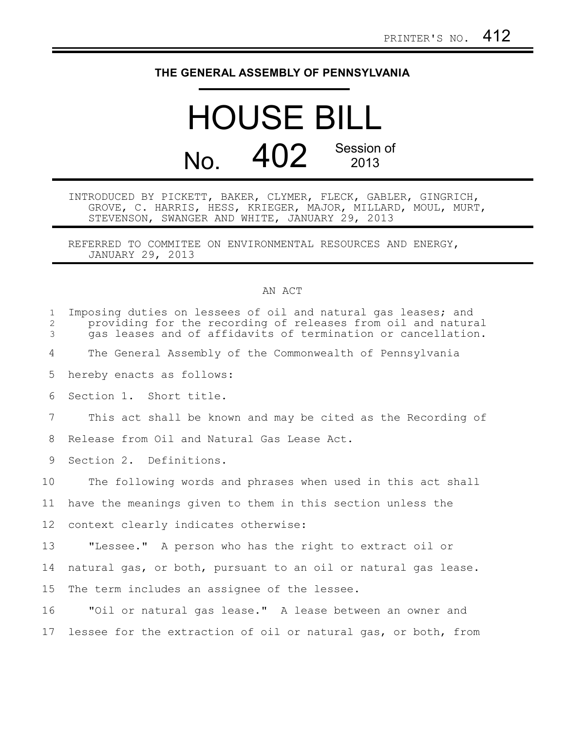PRINTER'S NO. 412

**THE GENERAL ASSEMBLY OF PENNSYLVANIA**

# HOUSE BILL

# No. 402 Session of 2013

INTRODUCED BY PICKETT, BAKER, CLYMER, FLECK, GABLER, GINGRICH, GROVE, C. HARRIS, HESS, KRIEGER, MAJOR, MILLARD, MOUL, MURT, STEVENSON, SWANGER AND WHITE, JANUARY 29, 2013

REFERRED TO COMMITEE ON ENVIRONMENTAL RESOURCES AND ENERGY, JANUARY 29, 2013

AN ACT

Imposing duties on lessees of oil and natural gas leases; and providing for the recording of releases from oil and natural gas leases and of affidavits of termination or cancellation.

The General Assembly of the Commonwealth of Pennsylvania hereby enacts as follows:

Section 1. Short title.

This act shall be known and may be cited as the Recording of Release from Oil and Natural Gas Lease Act.

Section 2. Definitions.

The following words and phrases when used in this act shall have the meanings given to them in this section unless the context clearly indicates otherwise:

"Lessee." A person who has the right to extract oil or natural gas, or both, pursuant to an oil or natural gas lease. The term includes an assignee of the lessee.

"Oil or natural gas lease." A lease between an owner and lessee for the extraction of oil or natural gas, or both, from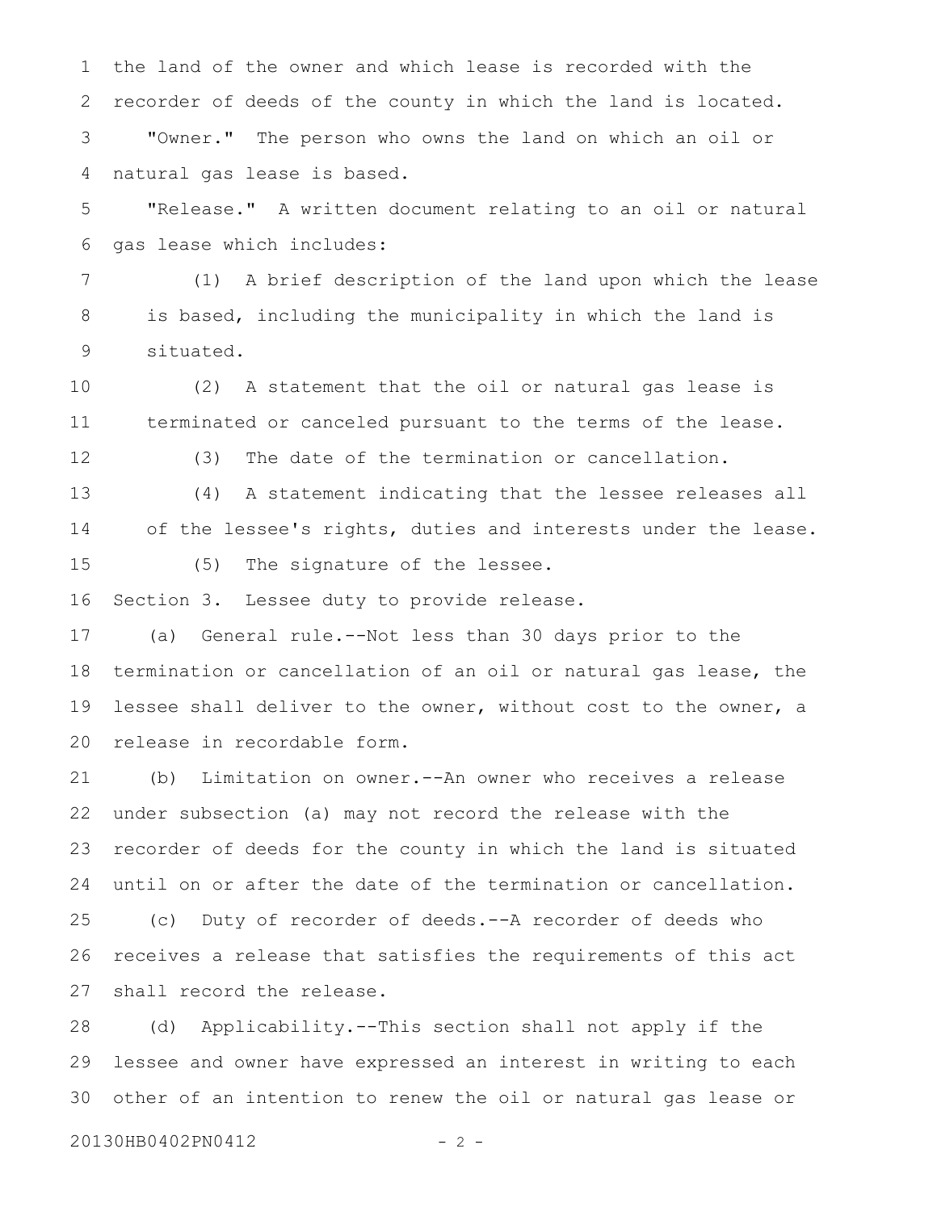the land of the owner and which lease is recorded with the recorder of deeds of the county in which the land is located.

"Owner." The person who owns the land on which an oil or natural gas lease is based.

"Release." A written document relating to an oil or natural gas lease which includes:

(1) A brief description of the land upon which the lease is based, including the municipality in which the land is situated.

(2) A statement that the oil or natural gas lease is terminated or canceled pursuant to the terms of the lease.

(3) The date of the termination or cancellation.

(4) A statement indicating that the lessee releases all of the lessee's rights, duties and interests under the lease.

(5) The signature of the lessee.

Section 3. Lessee duty to provide release.

(a) General rule.--Not less than 30 days prior to the termination or cancellation of an oil or natural gas lease, the lessee shall deliver to the owner, without cost to the owner, a release in recordable form.

(b) Limitation on owner.--An owner who receives a release under subsection (a) may not record the release with the recorder of deeds for the county in which the land is situated until on or after the date of the termination or cancellation.

(c) Duty of recorder of deeds.--A recorder of deeds who receives a release that satisfies the requirements of this act shall record the release.

(d) Applicability.--This section shall not apply if the lessee and owner have expressed an interest in writing to each other of an intention to renew the oil or natural gas lease or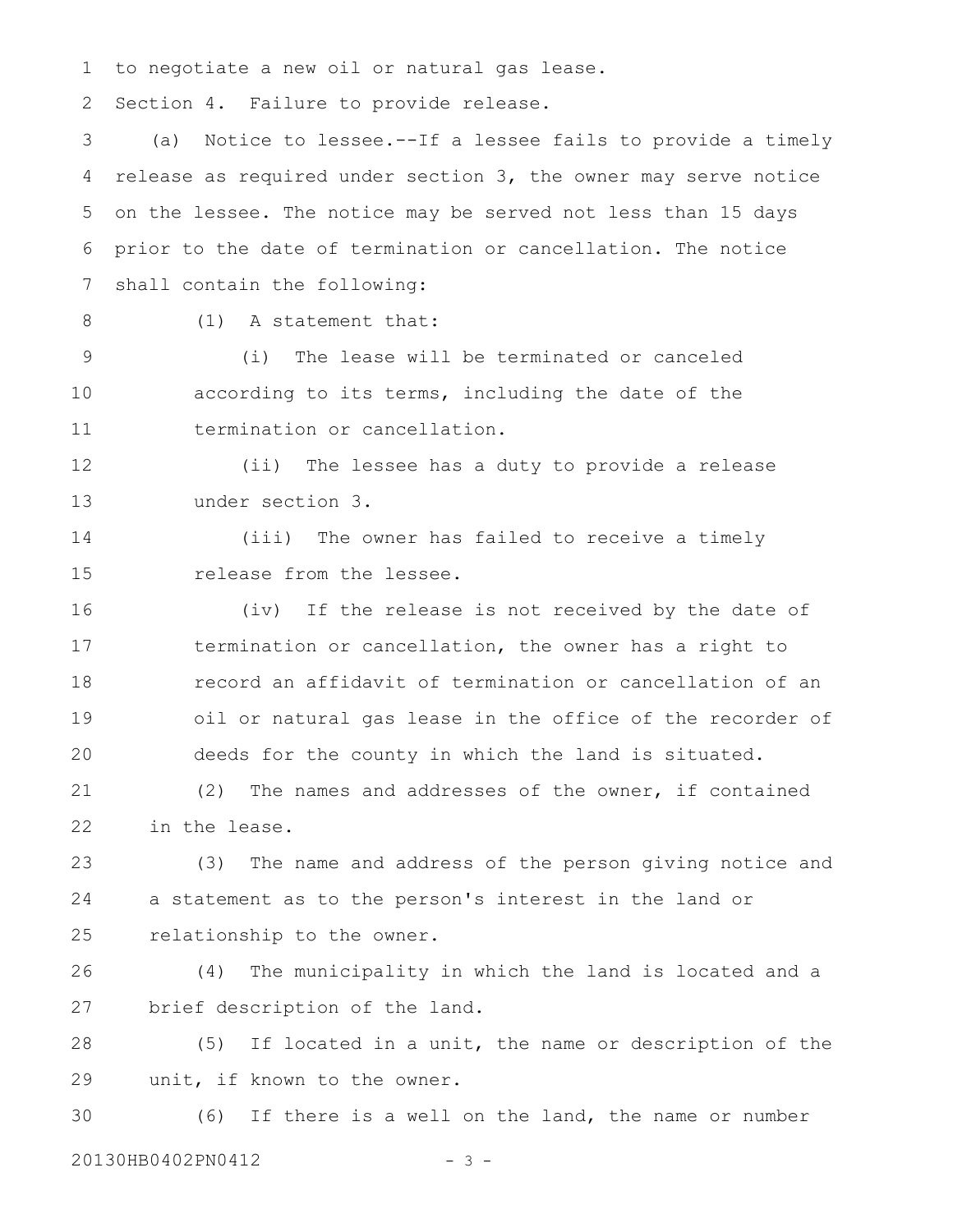to negotiate a new oil or natural gas lease.

Section 4. Failure to provide release.

(a) Notice to lessee.--If a lessee fails to provide a timely release as required under section 3, the owner may serve notice on the lessee. The notice may be served not less than 15 days prior to the date of termination or cancellation. The notice shall contain the following:

(1) A statement that:

(i) The lease will be terminated or canceled according to its terms, including the date of the termination or cancellation.

(ii) The lessee has a duty to provide a release under section 3.

(iii) The owner has failed to receive a timely release from the lessee.

(iv) If the release is not received by the date of termination or cancellation, the owner has a right to record an affidavit of termination or cancellation of an oil or natural gas lease in the office of the recorder of deeds for the county in which the land is situated.

(2) The names and addresses of the owner, if contained in the lease.

(3) The name and address of the person giving notice and a statement as to the person's interest in the land or relationship to the owner.

(4) The municipality in which the land is located and a brief description of the land.

(5) If located in a unit, the name or description of the unit, if known to the owner.

(6) If there is a well on the land, the name or number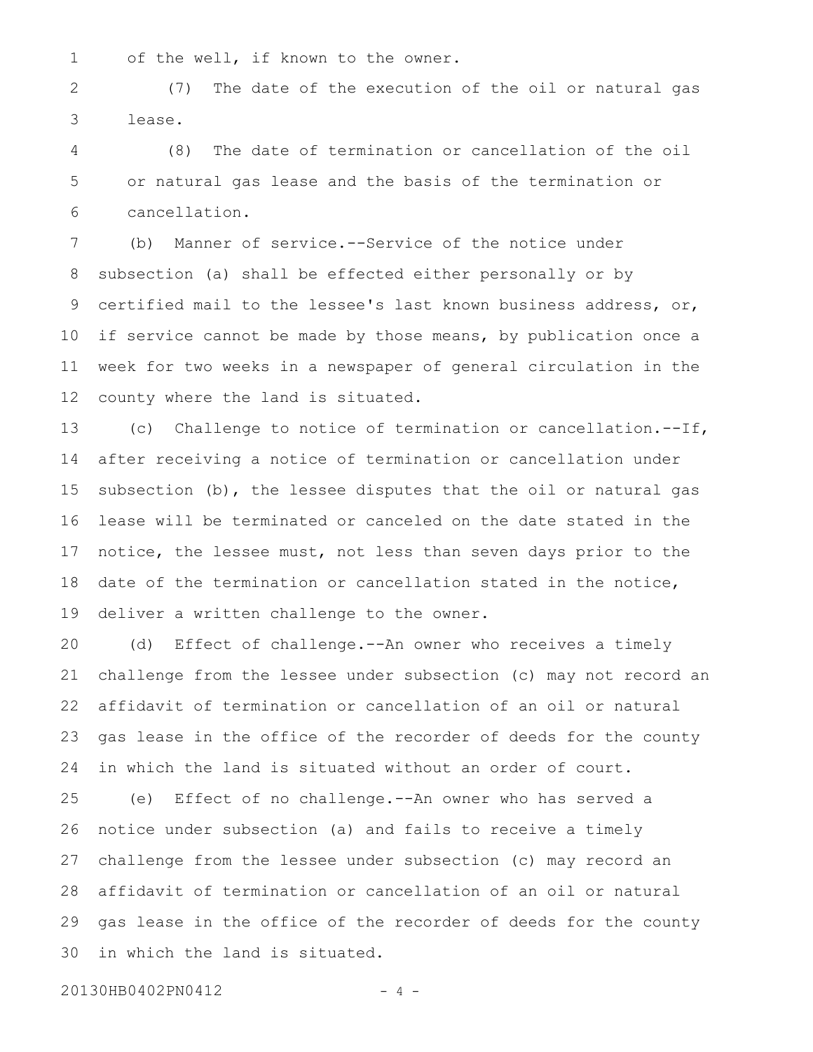of the well, if known to the owner.

(7) The date of the execution of the oil or natural gas lease.

(8) The date of termination or cancellation of the oil or natural gas lease and the basis of the termination or cancellation.

(b) Manner of service.--Service of the notice under subsection (a) shall be effected either personally or by certified mail to the lessee's last known business address, or, if service cannot be made by those means, by publication once a week for two weeks in a newspaper of general circulation in the county where the land is situated.

(c) Challenge to notice of termination or cancellation.--If, after receiving a notice of termination or cancellation under subsection (b), the lessee disputes that the oil or natural gas lease will be terminated or canceled on the date stated in the notice, the lessee must, not less than seven days prior to the date of the termination or cancellation stated in the notice, deliver a written challenge to the owner.

(d) Effect of challenge.--An owner who receives a timely challenge from the lessee under subsection (c) may not record an affidavit of termination or cancellation of an oil or natural gas lease in the office of the recorder of deeds for the county in which the land is situated without an order of court.

(e) Effect of no challenge.--An owner who has served a notice under subsection (a) and fails to receive a timely challenge from the lessee under subsection (c) may record an affidavit of termination or cancellation of an oil or natural gas lease in the office of the recorder of deeds for the county in which the land is situated.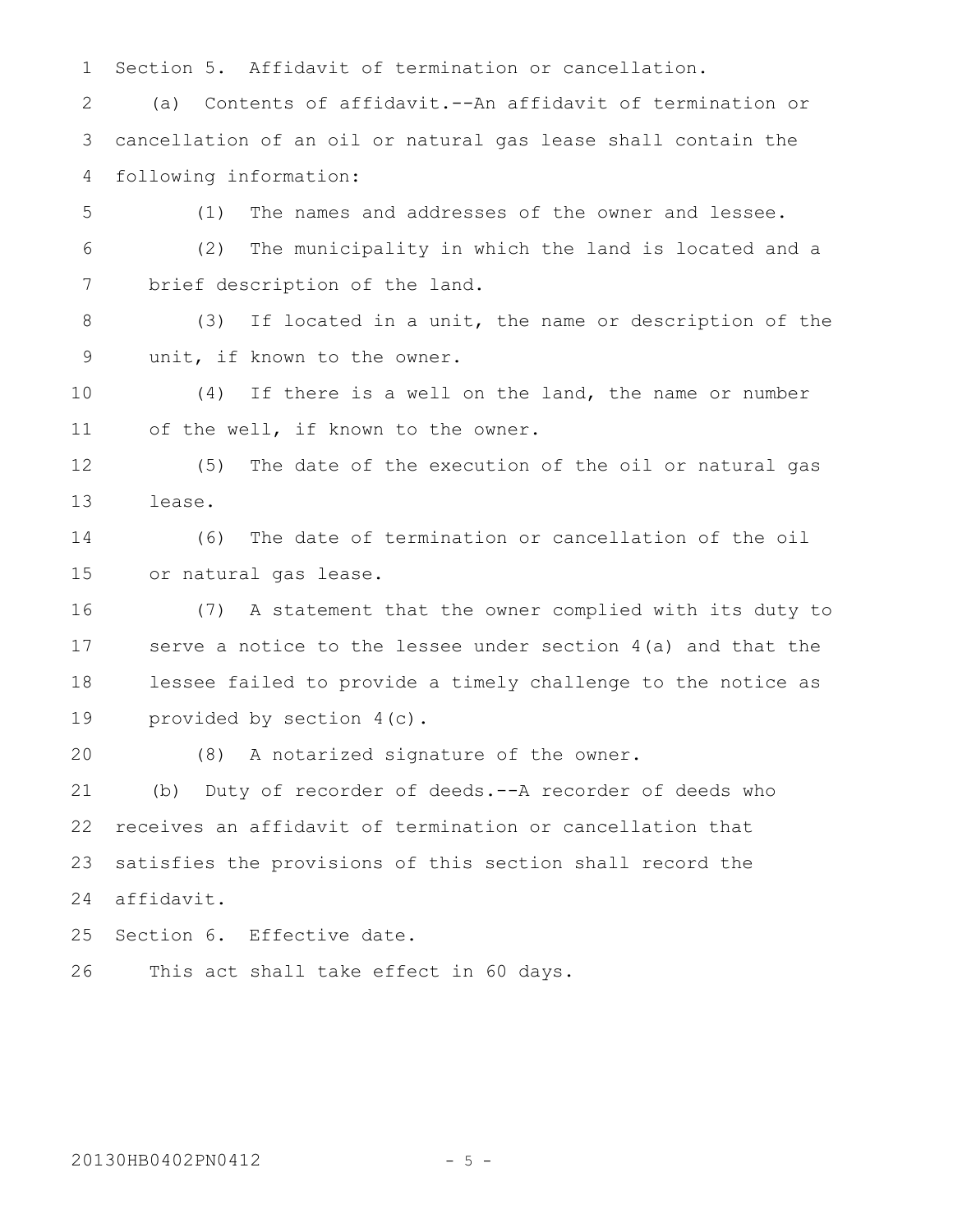Section 5. Affidavit of termination or cancellation.

(a) Contents of affidavit.--An affidavit of termination or cancellation of an oil or natural gas lease shall contain the following information:

(1) The names and addresses of the owner and lessee.

(2) The municipality in which the land is located and a brief description of the land.

(3) If located in a unit, the name or description of the unit, if known to the owner.

(4) If there is a well on the land, the name or number of the well, if known to the owner.

(5) The date of the execution of the oil or natural gas lease.

(6) The date of termination or cancellation of the oil or natural gas lease.

(7) A statement that the owner complied with its duty to serve a notice to the lessee under section 4(a) and that the lessee failed to provide a timely challenge to the notice as provided by section 4(c).

(8) A notarized signature of the owner.

(b) Duty of recorder of deeds.--A recorder of deeds who receives an affidavit of termination or cancellation that satisfies the provisions of this section shall record the affidavit.

Section 6. Effective date.

This act shall take effect in 60 days.